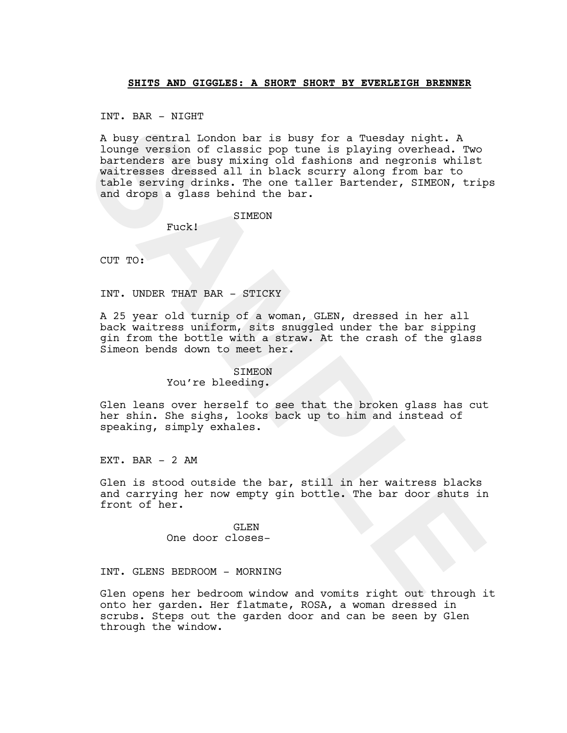**SHITS AND GIGGLES: A SHORT SHORT BY EVERLEIGH BRENNER**

INT. BAR - NIGHT

A busy central London bar is busy for a Tuesday night. A lounge version of classic pop tune is playing overhead. Two bartenders are busy mixing old fashions and negronis whilst waitresses dressed all in black scurry along from bar to table serving drinks. The one taller Bartender, SIMEON, trips and drops a glass behind the bar.

SIMEON

Fuck!

CUT TO:

INT. UNDER THAT BAR - STICKY

A 25 year old turnip of a woman, GLEN, dressed in her all back waitress uniform, sits snuggled under the bar sipping gin from the bottle with a straw. At the crash of the glass Simeon bends down to meet her.

SIMEON

You're bleeding.

Glen leans over herself to see that the broken glass has cut her shin. She sighs, looks back up to him and instead of speaking, simply exhales.

EXT. BAR - 2 AM

Glen is stood outside the bar, still in her waitress blacks and carrying her now empty gin bottle. The bar door shuts in front of her.

GLEN

One door closes-

INT. GLENS BEDROOM - MORNING

Glen opens her bedroom window and vomits right out through it onto her garden. Her flatmate, ROSA, a woman dressed in scrubs. Steps out the garden door and can be seen by Glen through the window.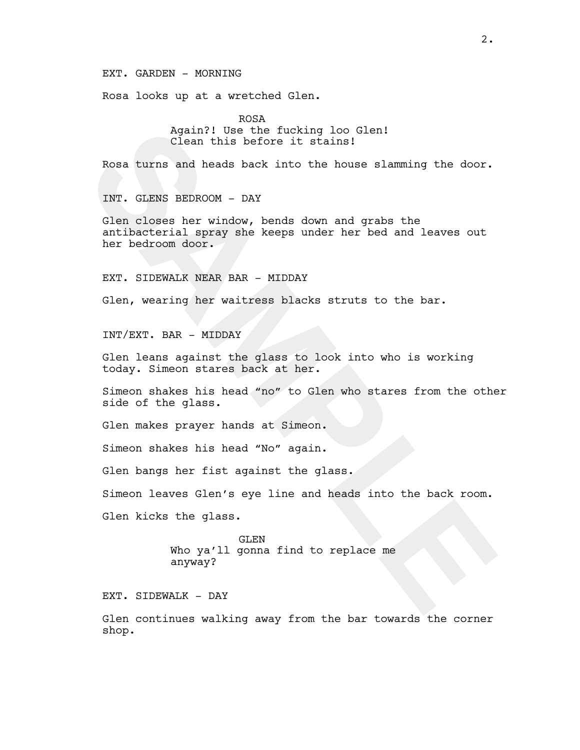EXT. GARDEN - MORNING

Rosa looks up at a wretched Glen.

ROSA
Again?! Use the fucking loo Glen!
Clean this before it stains!

Rosa turns and heads back into the house slamming the door.

INT. GLENS BEDROOM - DAY

Glen closes her window, bends down and grabs the antibacterial spray she keeps under her bed and leaves out her bedroom door.

EXT. SIDEWALK NEAR BAR - MIDDAY

Glen, wearing her waitress blacks struts to the bar.

INT/EXT. BAR - MIDDAY

Glen leans against the glass to look into who is working today. Simeon stares back at her.

Simeon shakes his head "no" to Glen who stares from the other side of the glass.

Glen makes prayer hands at Simeon.

Simeon shakes his head "No" again.

Glen bangs her fist against the glass.

Simeon leaves Glen's eye line and heads into the back room.

Glen kicks the glass.

GLEN
Who ya'll gonna find to replace me
anyway?

EXT. SIDEWALK - DAY

Glen continues walking away from the bar towards the corner shop.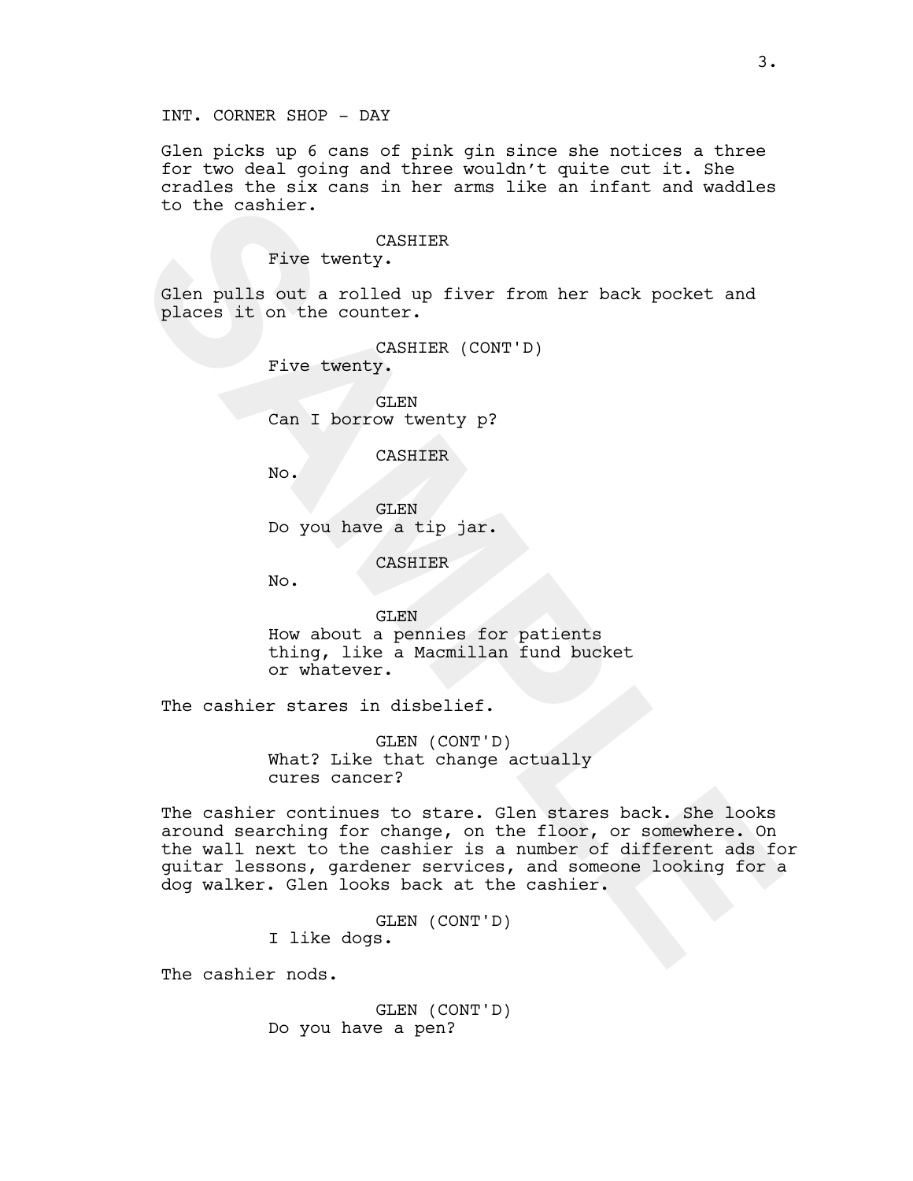INT. CORNER SHOP - DAY

Glen picks up 6 cans of pink gin since she notices a three for two deal going and three wouldn't quite cut it. She cradles the six cans in her arms like an infant and waddles to the cashier.

CASHIER
Five twenty.

Glen pulls out a rolled up fiver from her back pocket and places it on the counter.

CASHIER (CONT'D)
Five twenty.

GLEN
Can I borrow twenty p?

CASHIER
No.

GLEN
Do you have a tip jar.

CASHIER
No.

GLEN
How about a pennies for patients thing, like a Macmillan fund bucket or whatever.

The cashier stares in disbelief.

GLEN (CONT'D)
What? Like that change actually cures cancer?

The cashier continues to stare. Glen stares back. She looks around searching for change, on the floor, or somewhere. On the wall next to the cashier is a number of different ads for guitar lessons, gardener services, and someone looking for a dog walker. Glen looks back at the cashier.

GLEN (CONT'D)
I like dogs.

The cashier nods.

GLEN (CONT'D)
Do you have a pen?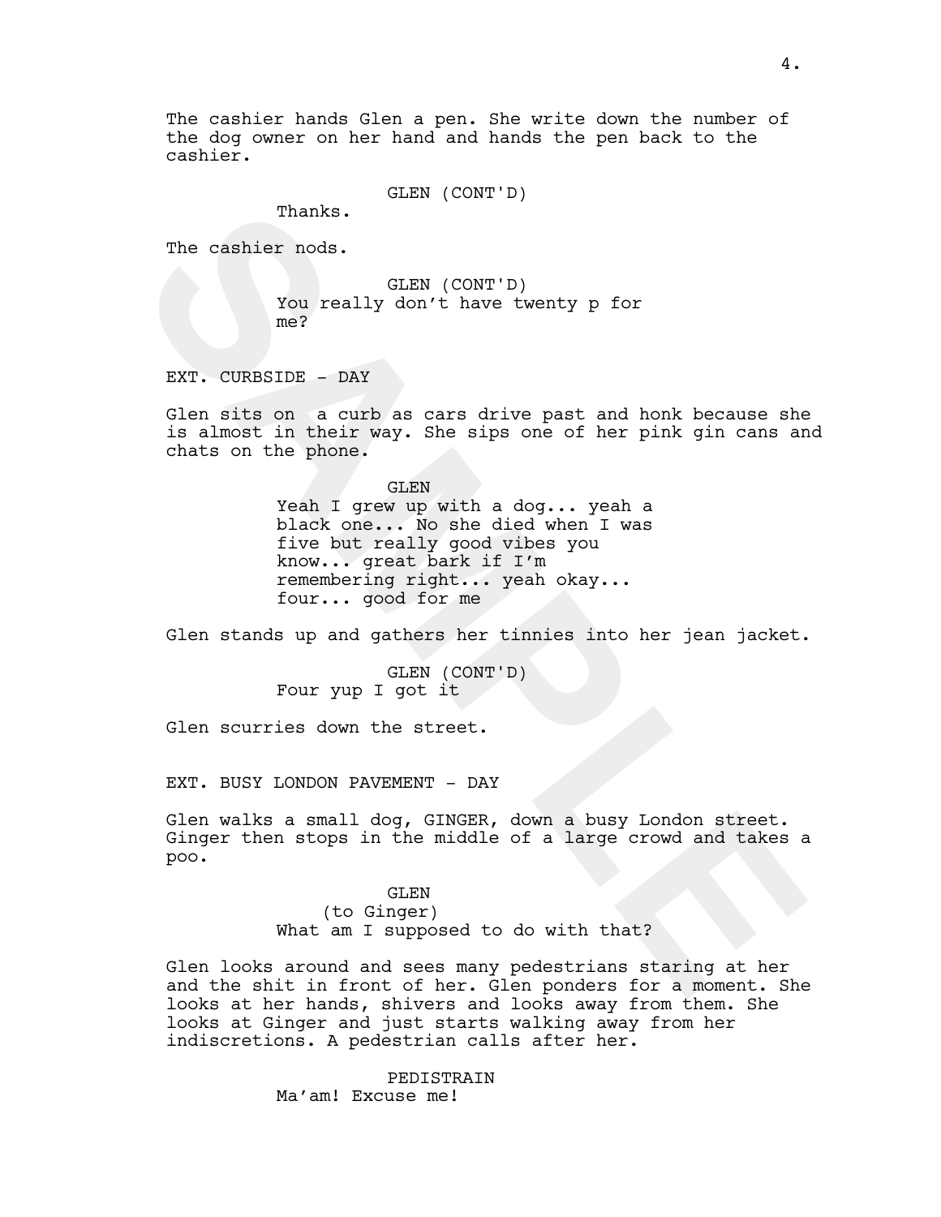The cashier hands Glen a pen. She write down the number of the dog owner on her hand and hands the pen back to the cashier.

GLEN (CONT'D)
Thanks.

The cashier nods.

GLEN (CONT'D)
You really don't have twenty p for me?

EXT. CURBSIDE - DAY

Glen sits on  a curb as cars drive past and honk because she is almost in their way. She sips one of her pink gin cans and chats on the phone.

GLEN
Yeah I grew up with a dog... yeah a black one... No she died when I was five but really good vibes you know... great bark if I'm remembering right... yeah okay... four... good for me

Glen stands up and gathers her tinnies into her jean jacket.

GLEN (CONT'D)
Four yup I got it

Glen scurries down the street.

EXT. BUSY LONDON PAVEMENT - DAY

Glen walks a small dog, GINGER, down a busy London street. Ginger then stops in the middle of a large crowd and takes a poo.

GLEN
(to Ginger)
What am I supposed to do with that?

Glen looks around and sees many pedestrians staring at her and the shit in front of her. Glen ponders for a moment. She looks at her hands, shivers and looks away from them. She looks at Ginger and just starts walking away from her indiscretions. A pedestrian calls after her.

PEDISTRAIN
Ma'am! Excuse me!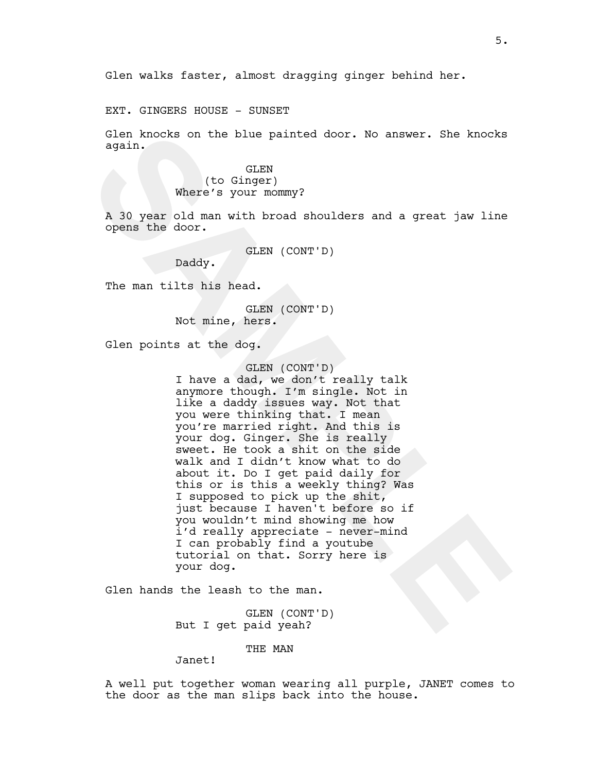Glen walks faster, almost dragging ginger behind her.

EXT. GINGERS HOUSE - SUNSET

Glen knocks on the blue painted door. No answer. She knocks again.

GLEN
(to Ginger)
Where's your mommy?

A 30 year old man with broad shoulders and a great jaw line opens the door.

GLEN (CONT'D)
Daddy.

The man tilts his head.

GLEN (CONT'D)
Not mine, hers.

Glen points at the dog.

GLEN (CONT'D)
I have a dad, we don't really talk anymore though. I'm single. Not in like a daddy issues way. Not that you were thinking that. I mean you're married right. And this is your dog. Ginger. She is really sweet. He took a shit on the side walk and I didn't know what to do about it. Do I get paid daily for this or is this a weekly thing? Was I supposed to pick up the shit, just because I haven't before so if you wouldn't mind showing me how i'd really appreciate - never-mind I can probably find a youtube tutorial on that. Sorry here is your dog.

Glen hands the leash to the man.

GLEN (CONT'D)
But I get paid yeah?

THE MAN
Janet!

A well put together woman wearing all purple, JANET comes to the door as the man slips back into the house.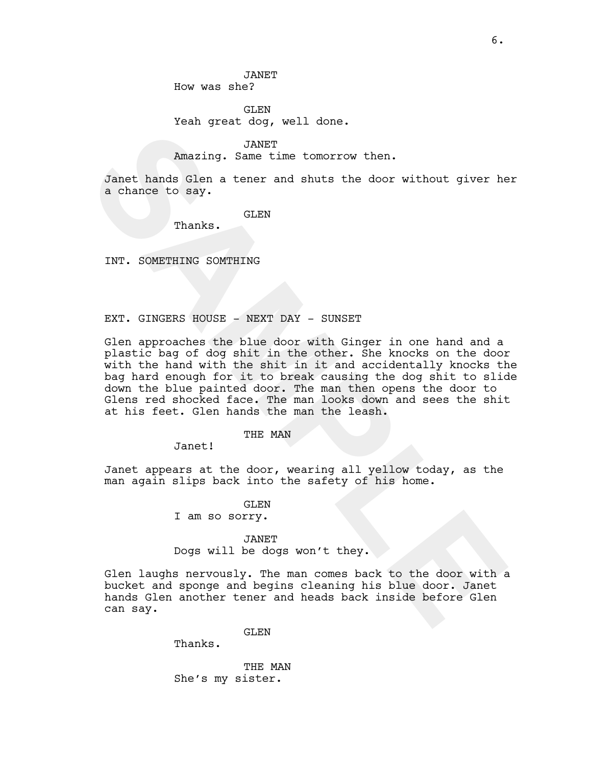JANET
How was she?

GLEN
Yeah great dog, well done.

JANET
Amazing. Same time tomorrow then.

Janet hands Glen a tener and shuts the door without giver her a chance to say.

GLEN
Thanks.

INT. SOMETHING SOMTHING

EXT. GINGERS HOUSE - NEXT DAY - SUNSET

Glen approaches the blue door with Ginger in one hand and a plastic bag of dog shit in the other. She knocks on the door with the hand with the shit in it and accidentally knocks the bag hard enough for it to break causing the dog shit to slide down the blue painted door. The man then opens the door to Glens red shocked face. The man looks down and sees the shit at his feet. Glen hands the man the leash.

THE MAN
Janet!

Janet appears at the door, wearing all yellow today, as the man again slips back into the safety of his home.

GLEN
I am so sorry.

JANET
Dogs will be dogs won't they.

Glen laughs nervously. The man comes back to the door with a bucket and sponge and begins cleaning his blue door. Janet hands Glen another tener and heads back inside before Glen can say.

GLEN
Thanks.

THE MAN
She's my sister.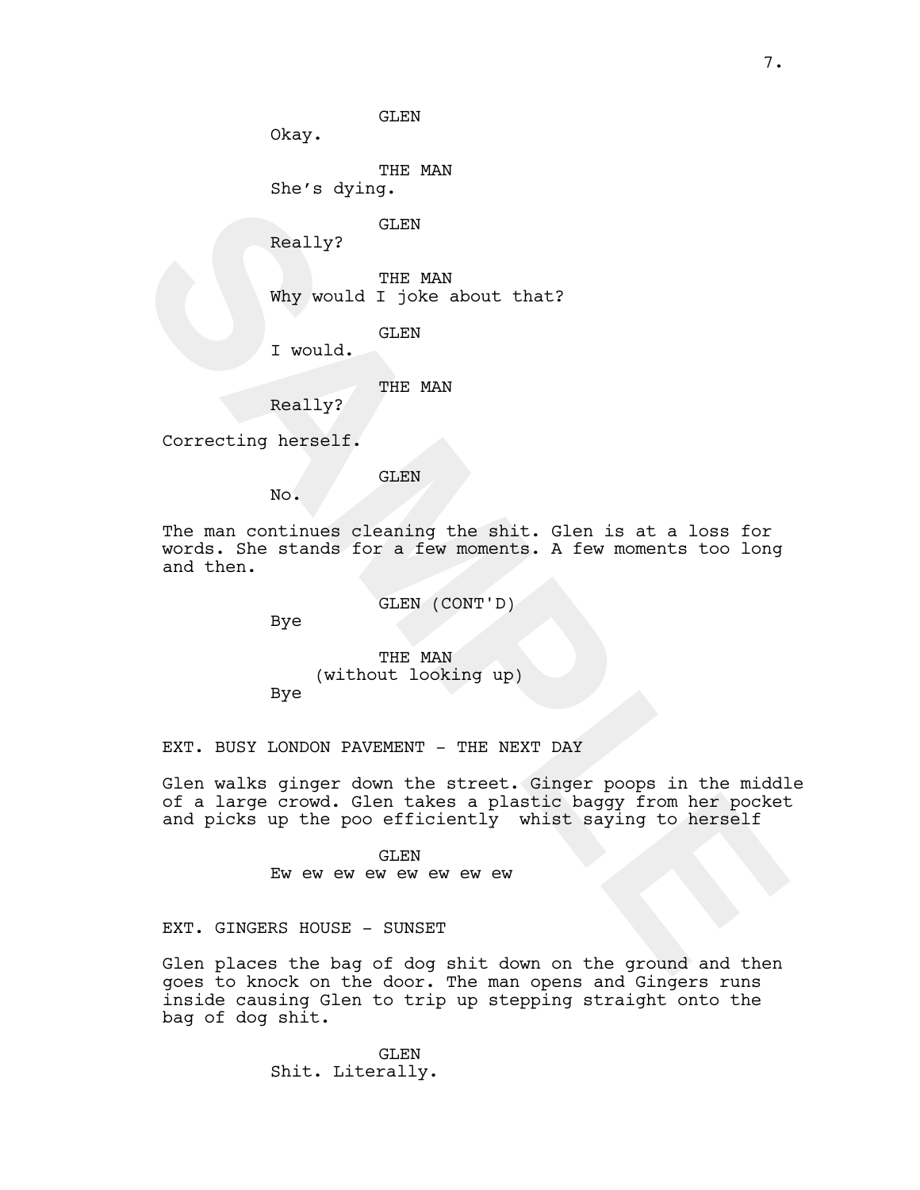GLEN
Okay.

THE MAN
She's dying.

GLEN
Really?

THE MAN
Why would I joke about that?

GLEN
I would.

THE MAN
Really?

Correcting herself.

GLEN
No.

The man continues cleaning the shit. Glen is at a loss for words. She stands for a few moments. A few moments too long and then.

GLEN (CONT'D)
Bye

THE MAN
(without looking up)
Bye

EXT. BUSY LONDON PAVEMENT - THE NEXT DAY

Glen walks ginger down the street. Ginger poops in the middle of a large crowd. Glen takes a plastic baggy from her pocket and picks up the poo efficiently whist saying to herself

GLEN
Ew ew ew ew ew ew ew ew

EXT. GINGERS HOUSE - SUNSET

Glen places the bag of dog shit down on the ground and then goes to knock on the door. The man opens and Gingers runs inside causing Glen to trip up stepping straight onto the bag of dog shit.

GLEN
Shit. Literally.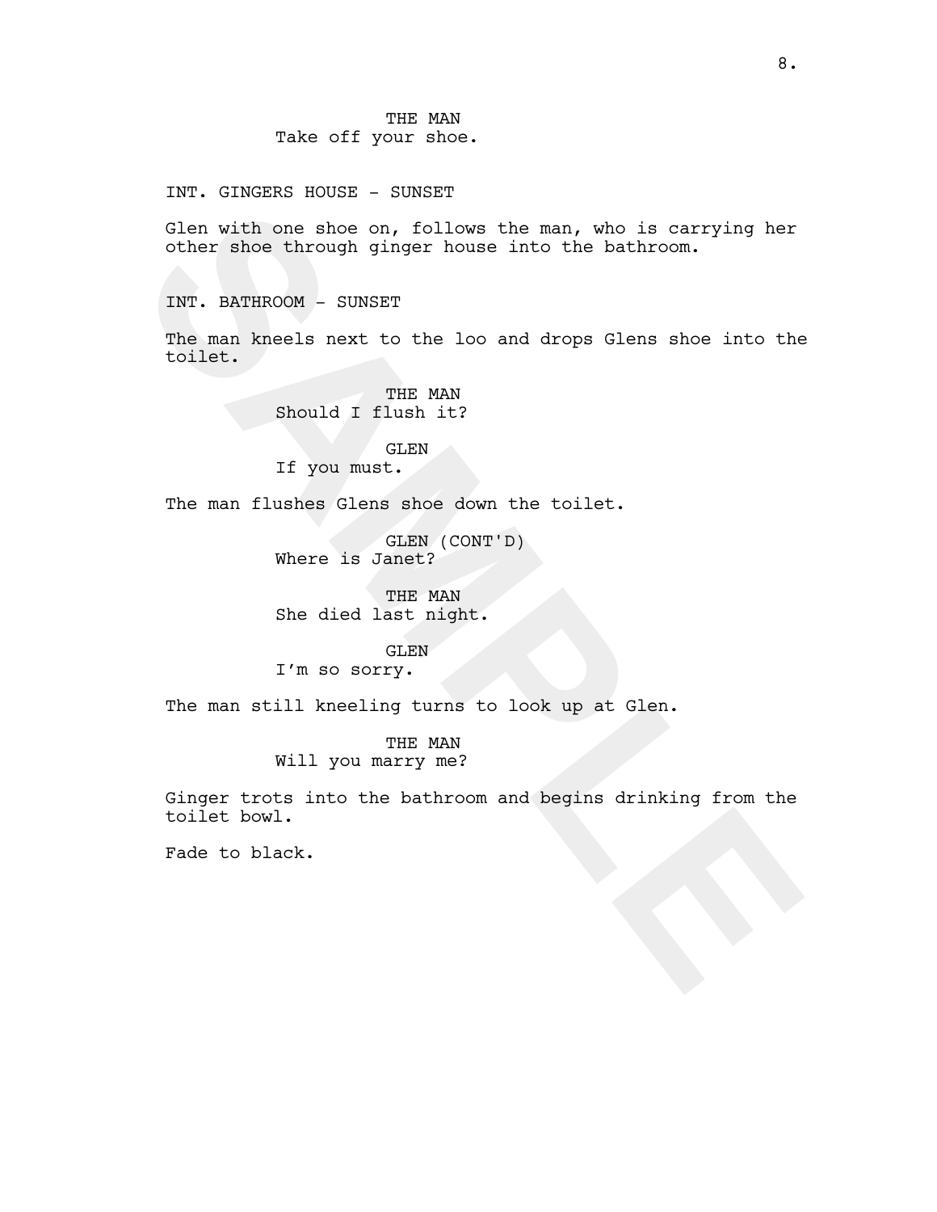THE MAN
Take off your shoe.

INT. GINGERS HOUSE - SUNSET

Glen with one shoe on, follows the man, who is carrying her other shoe through ginger house into the bathroom.

INT. BATHROOM - SUNSET

The man kneels next to the loo and drops Glens shoe into the toilet.

THE MAN
Should I flush it?

GLEN
If you must.

The man flushes Glens shoe down the toilet.

GLEN (CONT'D)
Where is Janet?

THE MAN
She died last night.

GLEN
I'm so sorry.

The man still kneeling turns to look up at Glen.

THE MAN
Will you marry me?

Ginger trots into the bathroom and begins drinking from the toilet bowl.

Fade to black.